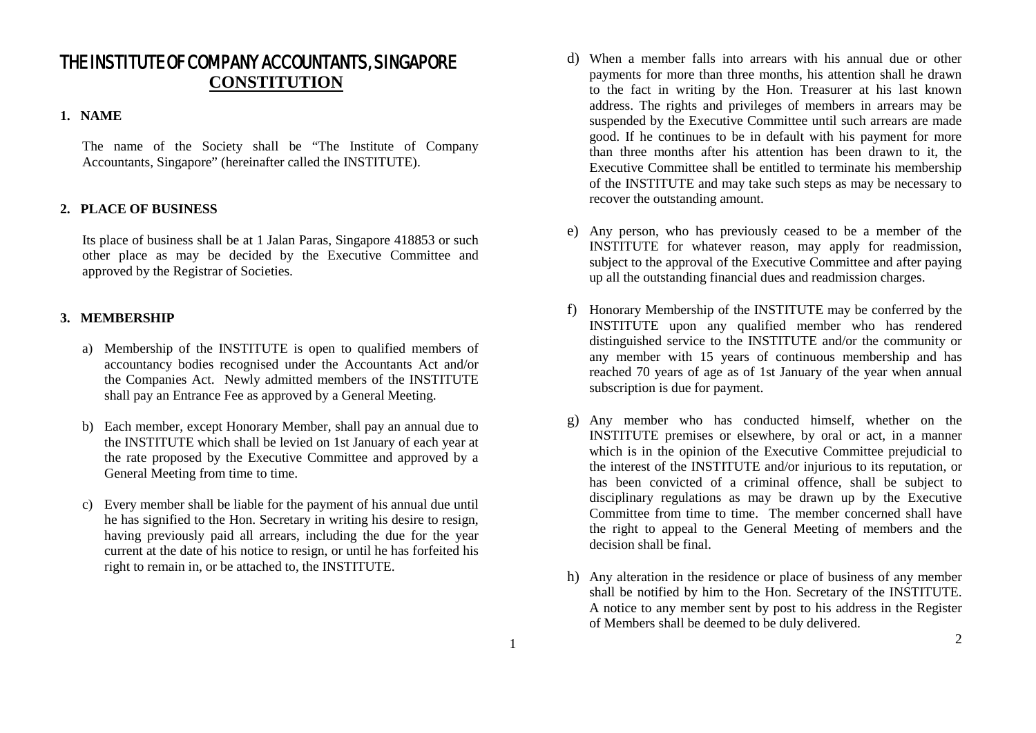# THE INSTITUTE OF COMPANY ACCOUNTANTS, SINGAPORE

## CONSTITUTION

### 1. NAME

The name of the Society shall be "The Institute of Company Accountants, Singapore" (hereinafter called the INSTITUTE).

### 2. PLACE OF BUSINESS

Its place of business shall be at 1 Jalan Paras, Singapore 418853 or such other place as may be decided by the Executive Committee and approved by the Registrar of Societies.

### 3. MEMBERSHIP

a) Membership of the INSTITUTE is open to qualified members of accountancy bodies recognised under the Accountants Act and/or the Companies Act. Newly admitted members of the INSTITUTE shall pay an Entrance Fee as approved by a General Meeting.

b) Each member, except Honorary Member, shall pay an annual due to the INSTITUTE which shall be levied on 1st January of each year at the rate proposed by the Executive Committee and approved by a General Meeting from time to time.

c) Every member shall be liable for the payment of his annual due until he has signified to the Hon. Secretary in writing his desire to resign, having previously paid all arrears, including the due for the year current at the date of his notice to resign, or until he has forfeited his right to remain in, or be attached to, the INSTITUTE.

d) When a member falls into arrears with his annual due or other payments for more than three months, his attention shall he drawn to the fact in writing by the Hon. Treasurer at his last known address. The rights and privileges of members in arrears may be suspended by the Executive Committee until such arrears are made good. If he continues to be in default with his payment for more than three months after his attention has been drawn to it, the Executive Committee shall be entitled to terminate his membership of the INSTITUTE and may take such steps as may be necessary to recover the outstanding amount.

e) Any person, who has previously ceased to be a member of the INSTITUTE for whatever reason, may apply for readmission, subject to the approval of the Executive Committee and after paying up all the outstanding financial dues and readmission charges.

f) Honorary Membership of the INSTITUTE may be conferred by the INSTITUTE upon any qualified member who has rendered distinguished service to the INSTITUTE and/or the community or any member with 15 years of continuous membership and has reached 70 years of age as of 1st January of the year when annual subscription is due for payment.

g) Any member who has conducted himself, whether on the INSTITUTE premises or elsewhere, by oral or act, in a manner which is in the opinion of the Executive Committee prejudicial to the interest of the INSTITUTE and/or injurious to its reputation, or has been convicted of a criminal offence, shall be subject to disciplinary regulations as may be drawn up by the Executive Committee from time to time. The member concerned shall have the right to appeal to the General Meeting of members and the decision shall be final.

h) Any alteration in the residence or place of business of any member shall be notified by him to the Hon. Secretary of the INSTITUTE. A notice to any member sent by post to his address in the Register of Members shall be deemed to be duly delivered.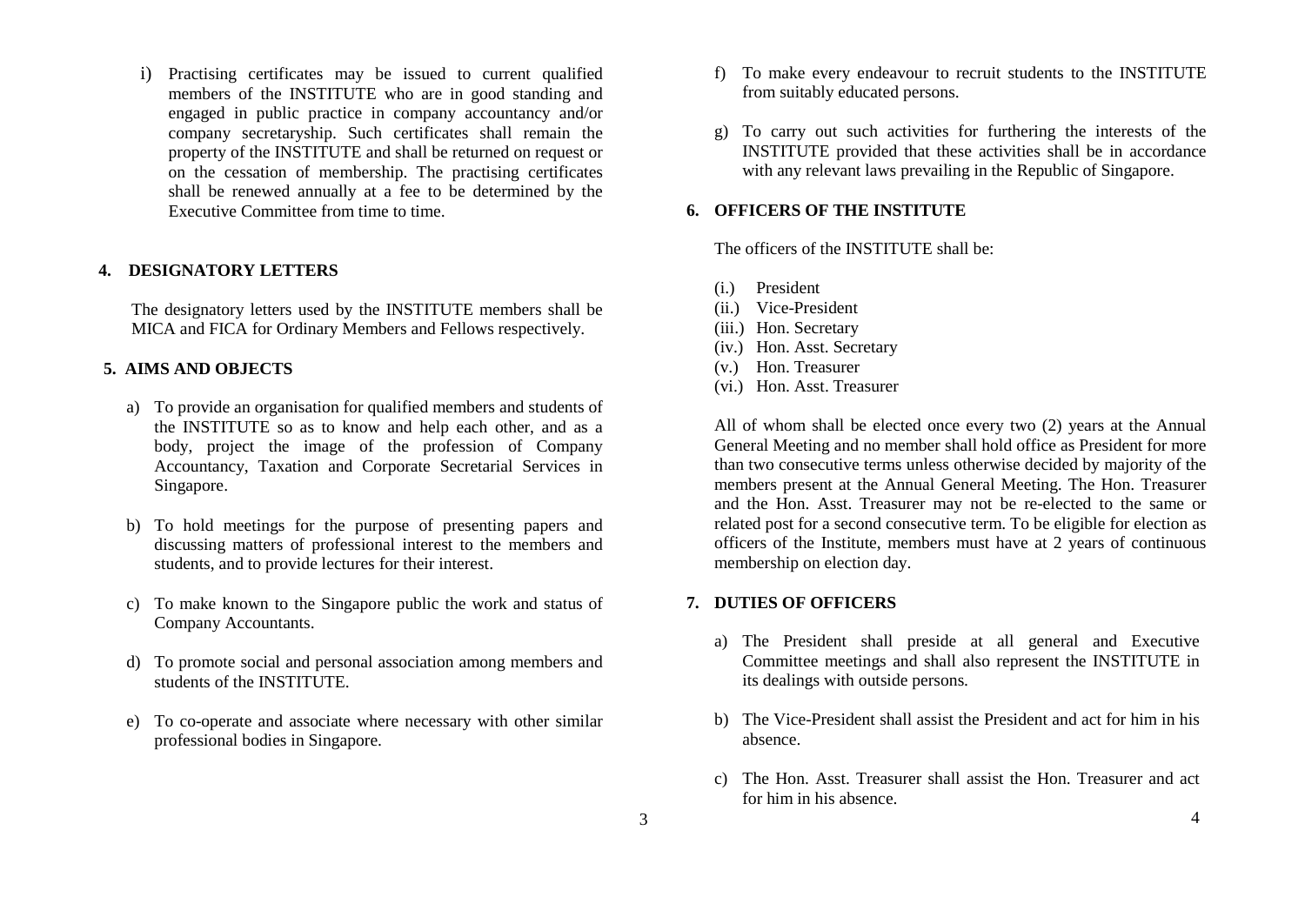i) Practising certificates may be issued to current qualified members of the INSTITUTE who are in good standing and engaged in public practice in company accountancy and/or company secretaryship. Such certificates shall remain the property of the INSTITUTE and shall be returned on request or on the cessation of membership. The practising certificates shall be renewed annually at a fee to be determined by the Executive Committee from time to time.

## 4. DESIGNATORY LETTERS

The designatory letters used by the INSTITUTE members shall be MICA and FICA for Ordinary Members and Fellows respectively.

## 5. AIMS AND OBJECTS

a) To provide an organisation for qualified members and students of the INSTITUTE so as to know and help each other, and as a body, project the image of the profession of Company Accountancy, Taxation and Corporate Secretarial Services in Singapore.

b) To hold meetings for the purpose of presenting papers and discussing matters of professional interest to the members and students, and to provide lectures for their interest.

c) To make known to the Singapore public the work and status of Company Accountants.

d) To promote social and personal association among members and students of the INSTITUTE.

e) To co-operate and associate where necessary with other similar professional bodies in Singapore.

f) To make every endeavour to recruit students to the INSTITUTE from suitably educated persons.

g) To carry out such activities for furthering the interests of the INSTITUTE provided that these activities shall be in accordance with any relevant laws prevailing in the Republic of Singapore.

## 6. OFFICERS OF THE INSTITUTE

The officers of the INSTITUTE shall be:

(i.) President
(ii.) Vice-President
(iii.) Hon. Secretary
(iv.) Hon. Asst. Secretary
(v.) Hon. Treasurer
(vi.) Hon. Asst. Treasurer

All of whom shall be elected once every two (2) years at the Annual General Meeting and no member shall hold office as President for more than two consecutive terms unless otherwise decided by majority of the members present at the Annual General Meeting. The Hon. Treasurer and the Hon. Asst. Treasurer may not be re-elected to the same or related post for a second consecutive term. To be eligible for election as officers of the Institute, members must have at 2 years of continuous membership on election day.

## 7. DUTIES OF OFFICERS

a) The President shall preside at all general and Executive Committee meetings and shall also represent the INSTITUTE in its dealings with outside persons.

b) The Vice-President shall assist the President and act for him in his absence.

c) The Hon. Asst. Treasurer shall assist the Hon. Treasurer and act for him in his absence.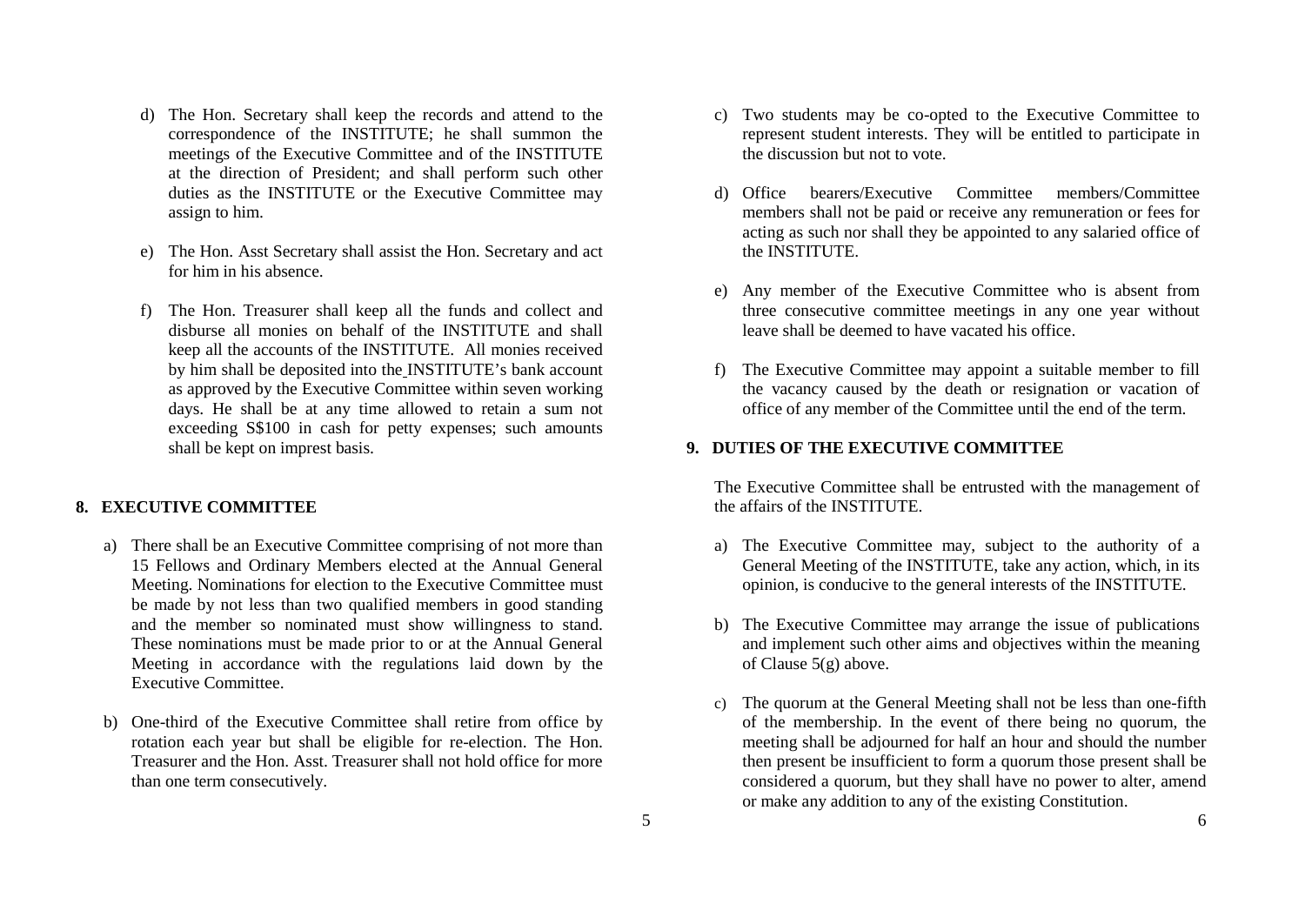d) The Hon. Secretary shall keep the records and attend to the correspondence of the INSTITUTE; he shall summon the meetings of the Executive Committee and of the INSTITUTE at the direction of President; and shall perform such other duties as the INSTITUTE or the Executive Committee may assign to him.

e) The Hon. Asst Secretary shall assist the Hon. Secretary and act for him in his absence.

f) The Hon. Treasurer shall keep all the funds and collect and disburse all monies on behalf of the INSTITUTE and shall keep all the accounts of the INSTITUTE. All monies received by him shall be deposited into the INSTITUTE's bank account as approved by the Executive Committee within seven working days. He shall be at any time allowed to retain a sum not exceeding S$100 in cash for petty expenses; such amounts shall be kept on imprest basis.

## 8. EXECUTIVE COMMITTEE

a) There shall be an Executive Committee comprising of not more than 15 Fellows and Ordinary Members elected at the Annual General Meeting. Nominations for election to the Executive Committee must be made by not less than two qualified members in good standing and the member so nominated must show willingness to stand. These nominations must be made prior to or at the Annual General Meeting in accordance with the regulations laid down by the Executive Committee.

b) One-third of the Executive Committee shall retire from office by rotation each year but shall be eligible for re-election. The Hon. Treasurer and the Hon. Asst. Treasurer shall not hold office for more than one term consecutively.

c) Two students may be co-opted to the Executive Committee to represent student interests. They will be entitled to participate in the discussion but not to vote.

d) Office bearers/Executive Committee members/Committee members shall not be paid or receive any remuneration or fees for acting as such nor shall they be appointed to any salaried office of the INSTITUTE.

e) Any member of the Executive Committee who is absent from three consecutive committee meetings in any one year without leave shall be deemed to have vacated his office.

f) The Executive Committee may appoint a suitable member to fill the vacancy caused by the death or resignation or vacation of office of any member of the Committee until the end of the term.

## 9. DUTIES OF THE EXECUTIVE COMMITTEE

The Executive Committee shall be entrusted with the management of the affairs of the INSTITUTE.

a) The Executive Committee may, subject to the authority of a General Meeting of the INSTITUTE, take any action, which, in its opinion, is conducive to the general interests of the INSTITUTE.

b) The Executive Committee may arrange the issue of publications and implement such other aims and objectives within the meaning of Clause 5(g) above.

c) The quorum at the General Meeting shall not be less than one-fifth of the membership. In the event of there being no quorum, the meeting shall be adjourned for half an hour and should the number then present be insufficient to form a quorum those present shall be considered a quorum, but they shall have no power to alter, amend or make any addition to any of the existing Constitution.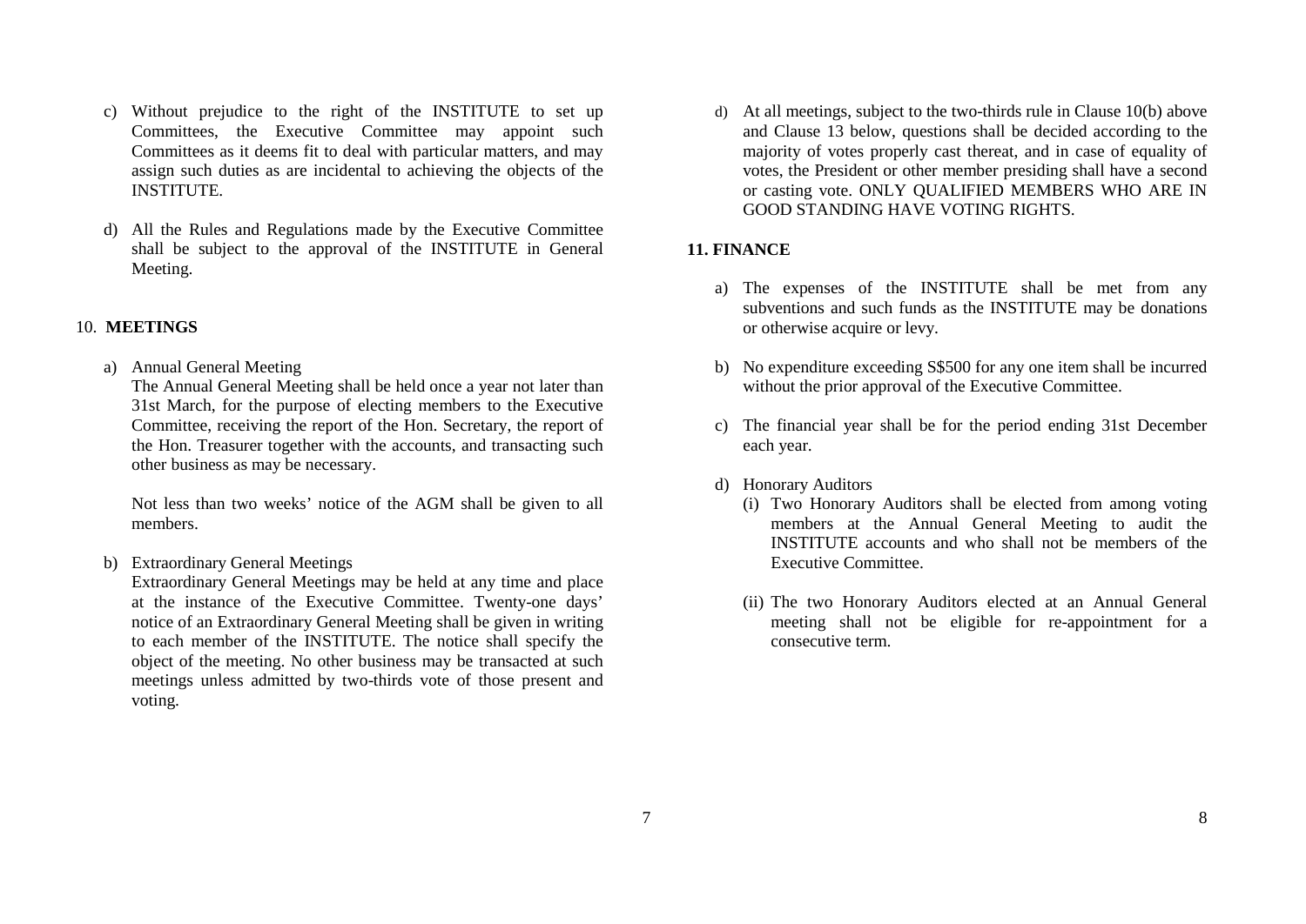c) Without prejudice to the right of the INSTITUTE to set up Committees, the Executive Committee may appoint such Committees as it deems fit to deal with particular matters, and may assign such duties as are incidental to achieving the objects of the INSTITUTE.

d) All the Rules and Regulations made by the Executive Committee shall be subject to the approval of the INSTITUTE in General Meeting.

## 10. MEETINGS

a) Annual General Meeting
   The Annual General Meeting shall be held once a year not later than 31st March, for the purpose of electing members to the Executive Committee, receiving the report of the Hon. Secretary, the report of the Hon. Treasurer together with the accounts, and transacting such other business as may be necessary.

   Not less than two weeks' notice of the AGM shall be given to all members.

b) Extraordinary General Meetings
   Extraordinary General Meetings may be held at any time and place at the instance of the Executive Committee. Twenty-one days' notice of an Extraordinary General Meeting shall be given in writing to each member of the INSTITUTE. The notice shall specify the object of the meeting. No other business may be transacted at such meetings unless admitted by two-thirds vote of those present and voting.

d) At all meetings, subject to the two-thirds rule in Clause 10(b) above and Clause 13 below, questions shall be decided according to the majority of votes properly cast thereat, and in case of equality of votes, the President or other member presiding shall have a second or casting vote. ONLY QUALIFIED MEMBERS WHO ARE IN GOOD STANDING HAVE VOTING RIGHTS.

## 11. FINANCE

a) The expenses of the INSTITUTE shall be met from any subventions and such funds as the INSTITUTE may be donations or otherwise acquire or levy.

b) No expenditure exceeding S$500 for any one item shall be incurred without the prior approval of the Executive Committee.

c) The financial year shall be for the period ending 31st December each year.

d) Honorary Auditors
   (i) Two Honorary Auditors shall be elected from among voting members at the Annual General Meeting to audit the INSTITUTE accounts and who shall not be members of the Executive Committee.

   (ii) The two Honorary Auditors elected at an Annual General meeting shall not be eligible for re-appointment for a consecutive term.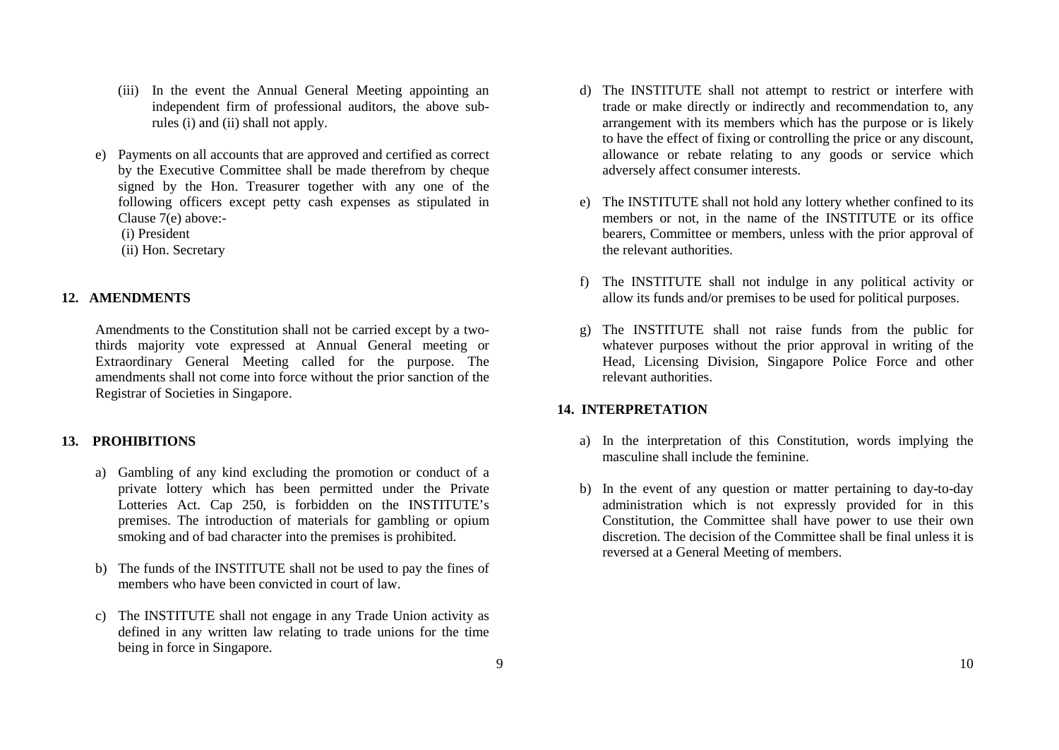(iii) In the event the Annual General Meeting appointing an independent firm of professional auditors, the above sub-rules (i) and (ii) shall not apply.

e) Payments on all accounts that are approved and certified as correct by the Executive Committee shall be made therefrom by cheque signed by the Hon. Treasurer together with any one of the following officers except petty cash expenses as stipulated in Clause 7(e) above:-
 (i) President
 (ii) Hon. Secretary

## 12. AMENDMENTS

Amendments to the Constitution shall not be carried except by a two-thirds majority vote expressed at Annual General meeting or Extraordinary General Meeting called for the purpose. The amendments shall not come into force without the prior sanction of the Registrar of Societies in Singapore.

## 13. PROHIBITIONS

a) Gambling of any kind excluding the promotion or conduct of a private lottery which has been permitted under the Private Lotteries Act. Cap 250, is forbidden on the INSTITUTE's premises. The introduction of materials for gambling or opium smoking and of bad character into the premises is prohibited.

b) The funds of the INSTITUTE shall not be used to pay the fines of members who have been convicted in court of law.

c) The INSTITUTE shall not engage in any Trade Union activity as defined in any written law relating to trade unions for the time being in force in Singapore.

d) The INSTITUTE shall not attempt to restrict or interfere with trade or make directly or indirectly and recommendation to, any arrangement with its members which has the purpose or is likely to have the effect of fixing or controlling the price or any discount, allowance or rebate relating to any goods or service which adversely affect consumer interests.

e) The INSTITUTE shall not hold any lottery whether confined to its members or not, in the name of the INSTITUTE or its office bearers, Committee or members, unless with the prior approval of the relevant authorities.

f) The INSTITUTE shall not indulge in any political activity or allow its funds and/or premises to be used for political purposes.

g) The INSTITUTE shall not raise funds from the public for whatever purposes without the prior approval in writing of the Head, Licensing Division, Singapore Police Force and other relevant authorities.

## 14. INTERPRETATION

a) In the interpretation of this Constitution, words implying the masculine shall include the feminine.

b) In the event of any question or matter pertaining to day-to-day administration which is not expressly provided for in this Constitution, the Committee shall have power to use their own discretion. The decision of the Committee shall be final unless it is reversed at a General Meeting of members.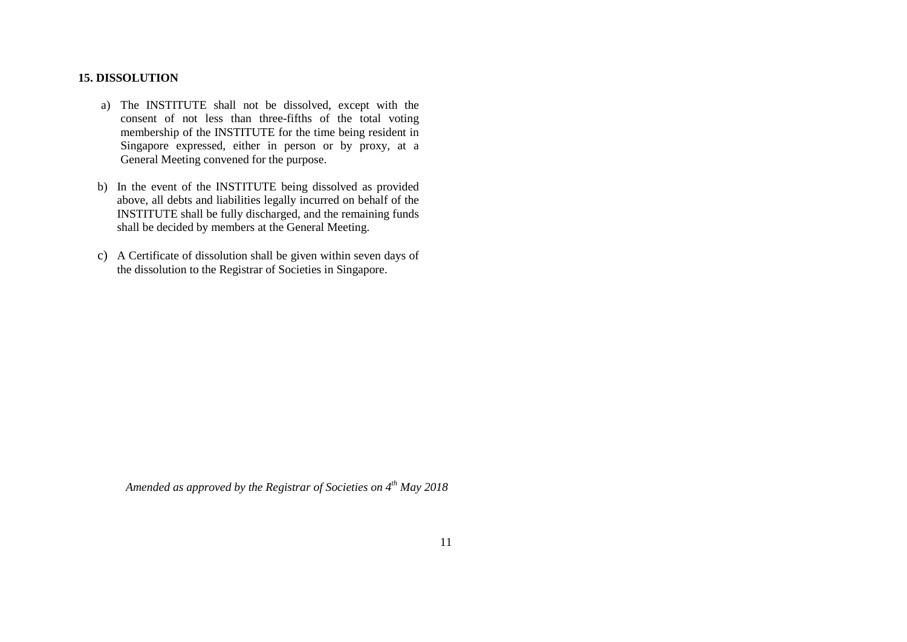### 15. DISSOLUTION

a) The INSTITUTE shall not be dissolved, except with the consent of not less than three-fifths of the total voting membership of the INSTITUTE for the time being resident in Singapore expressed, either in person or by proxy, at a General Meeting convened for the purpose.

b) In the event of the INSTITUTE being dissolved as provided above, all debts and liabilities legally incurred on behalf of the INSTITUTE shall be fully discharged, and the remaining funds shall be decided by members at the General Meeting.

c) A Certificate of dissolution shall be given within seven days of the dissolution to the Registrar of Societies in Singapore.

*Amended as approved by the Registrar of Societies on 4th May 2018*